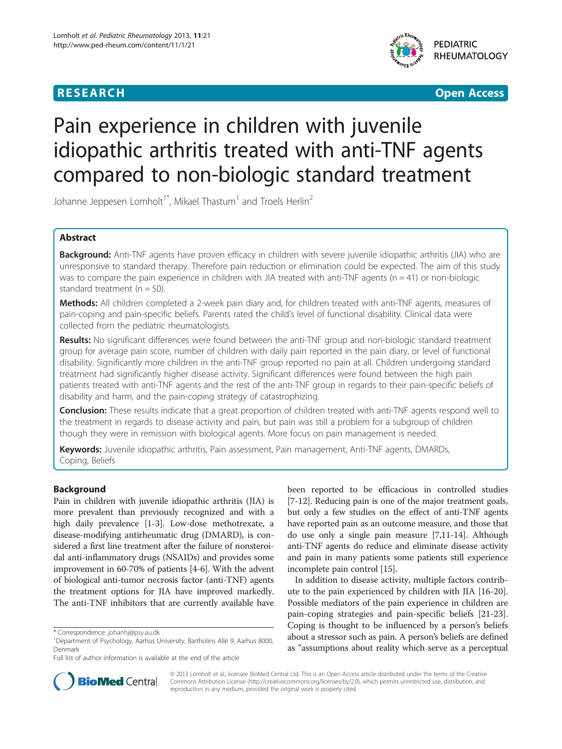**RESEARCH** **Open Access**

# Pain experience in children with juvenile idiopathic arthritis treated with anti-TNF agents compared to non-biologic standard treatment

Johanne Jeppesen Lomholt[1*], Mikael Thastum[1] and Troels Herlin[2]

## Abstract

**Background:** Anti-TNF agents have proven efficacy in children with severe juvenile idiopathic arthritis (JIA) who are unresponsive to standard therapy. Therefore pain reduction or elimination could be expected. The aim of this study was to compare the pain experience in children with JIA treated with anti-TNF agents (n = 41) or non-biologic standard treatment (n = 50).

**Methods:** All children completed a 2-week pain diary and, for children treated with anti-TNF agents, measures of pain-coping and pain-specific beliefs. Parents rated the child's level of functional disability. Clinical data were collected from the pediatric rheumatologists.

**Results:** No significant differences were found between the anti-TNF group and non-biologic standard treatment group for average pain score, number of children with daily pain reported in the pain diary, or level of functional disability. Significantly more children in the anti-TNF group reported no pain at all. Children undergoing standard treatment had significantly higher disease activity. Significant differences were found between the high pain patients treated with anti-TNF agents and the rest of the anti-TNF group in regards to their pain-specific beliefs of disability and harm, and the pain-coping strategy of catastrophizing.

**Conclusion:** These results indicate that a great proportion of children treated with anti-TNF agents respond well to the treatment in regards to disease activity and pain, but pain was still a problem for a subgroup of children though they were in remission with biological agents. More focus on pain management is needed.

**Keywords:** Juvenile idiopathic arthritis, Pain assessment, Pain management, Anti-TNF agents, DMARDs, Coping, Beliefs

## Background

Pain in children with juvenile idiopathic arthritis (JIA) is more prevalent than previously recognized and with a high daily prevalence [1-3]. Low-dose methotrexate, a disease-modifying antirheumatic drug (DMARD), is considered a first line treatment after the failure of nonsteroidal anti-inflammatory drugs (NSAIDs) and provides some improvement in 60-70% of patients [4-6]. With the advent of biological anti-tumor necrosis factor (anti-TNF) agents the treatment options for JIA have improved markedly. The anti-TNF inhibitors that are currently available have been reported to be efficacious in controlled studies [7-12]. Reducing pain is one of the major treatment goals, but only a few studies on the effect of anti-TNF agents have reported pain as an outcome measure, and those that do use only a single pain measure [7,11-14]. Although anti-TNF agents do reduce and eliminate disease activity and pain in many patients some patients still experience incomplete pain control [15].

In addition to disease activity, multiple factors contribute to the pain experienced by children with JIA [16-20]. Possible mediators of the pain experience in children are pain-coping strategies and pain-specific beliefs [21-23]. Coping is thought to be influenced by a person's beliefs about a stressor such as pain. A person's beliefs are defined as "assumptions about reality which serve as a perceptual

\* Correspondence: johanhj@psy.au.dk
[1]Department of Psychology, Aarhus University, Bartholins Allé 9, Aarhus 8000, Denmark
Full list of author information is available at the end of the article

© 2013 Lomholt et al.; licensee BioMed Central Ltd. This is an Open Access article distributed under the terms of the Creative Commons Attribution License (http://creativecommons.org/licenses/by/2.0), which permits unrestricted use, distribution, and reproduction in any medium, provided the original work is properly cited.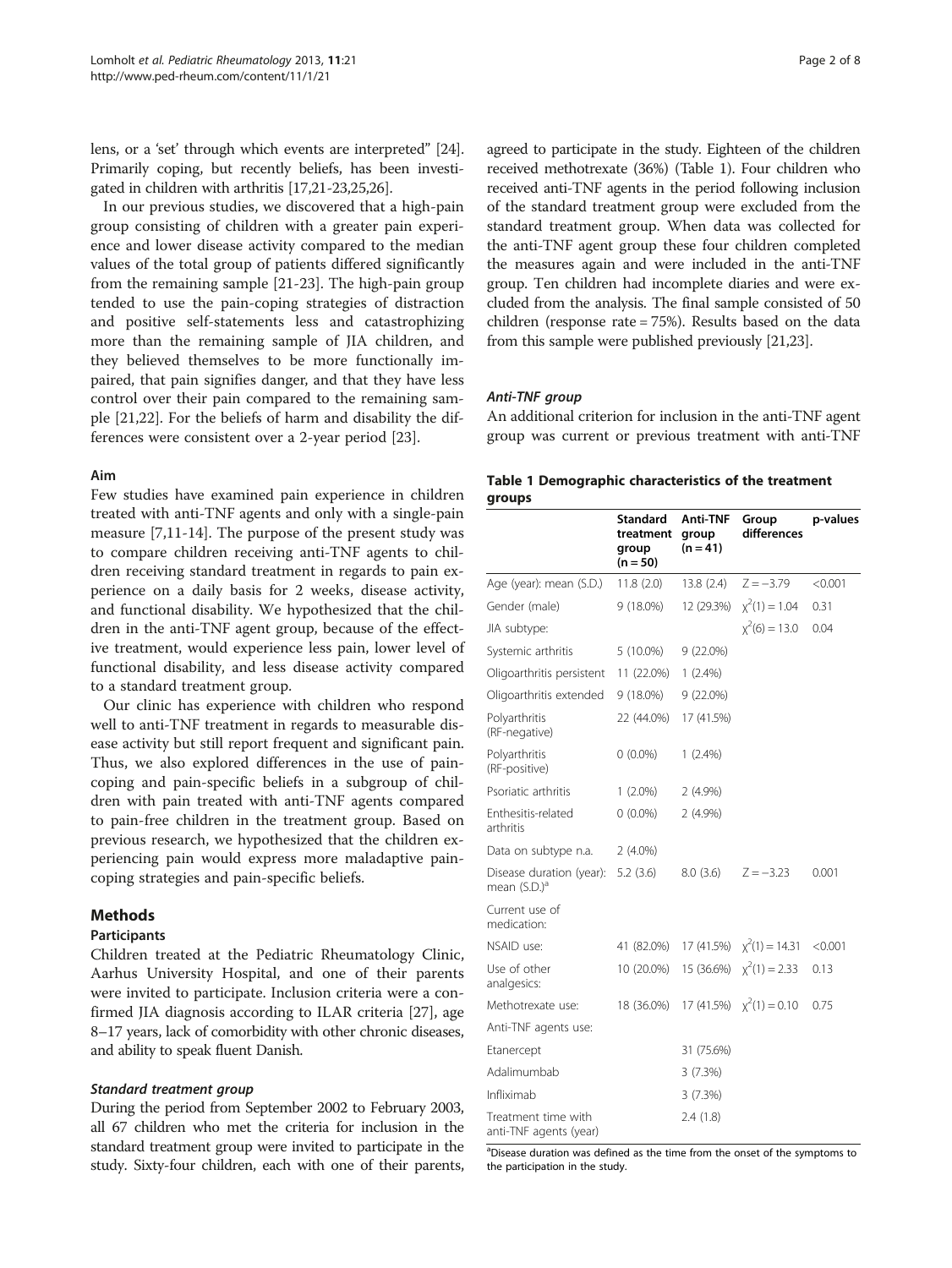lens, or a 'set' through which events are interpreted" [24]. Primarily coping, but recently beliefs, has been investigated in children with arthritis [17,21-23,25,26].

In our previous studies, we discovered that a high-pain group consisting of children with a greater pain experience and lower disease activity compared to the median values of the total group of patients differed significantly from the remaining sample [21-23]. The high-pain group tended to use the pain-coping strategies of distraction and positive self-statements less and catastrophizing more than the remaining sample of JIA children, and they believed themselves to be more functionally impaired, that pain signifies danger, and that they have less control over their pain compared to the remaining sample [21,22]. For the beliefs of harm and disability the differences were consistent over a 2-year period [23].

### Aim

Few studies have examined pain experience in children treated with anti-TNF agents and only with a single-pain measure [7,11-14]. The purpose of the present study was to compare children receiving anti-TNF agents to children receiving standard treatment in regards to pain experience on a daily basis for 2 weeks, disease activity, and functional disability. We hypothesized that the children in the anti-TNF agent group, because of the effective treatment, would experience less pain, lower level of functional disability, and less disease activity compared to a standard treatment group.

Our clinic has experience with children who respond well to anti-TNF treatment in regards to measurable disease activity but still report frequent and significant pain. Thus, we also explored differences in the use of pain-coping and pain-specific beliefs in a subgroup of children with pain treated with anti-TNF agents compared to pain-free children in the treatment group. Based on previous research, we hypothesized that the children experiencing pain would express more maladaptive pain-coping strategies and pain-specific beliefs.

## Methods

### Participants

Children treated at the Pediatric Rheumatology Clinic, Aarhus University Hospital, and one of their parents were invited to participate. Inclusion criteria were a confirmed JIA diagnosis according to ILAR criteria [27], age 8–17 years, lack of comorbidity with other chronic diseases, and ability to speak fluent Danish.

#### *Standard treatment group*

During the period from September 2002 to February 2003, all 67 children who met the criteria for inclusion in the standard treatment group were invited to participate in the study. Sixty-four children, each with one of their parents, agreed to participate in the study. Eighteen of the children received methotrexate (36%) (Table 1). Four children who received anti-TNF agents in the period following inclusion of the standard treatment group were excluded from the standard treatment group. When data was collected for the anti-TNF agent group these four children completed the measures again and were included in the anti-TNF group. Ten children had incomplete diaries and were excluded from the analysis. The final sample consisted of 50 children (response rate = 75%). Results based on the data from this sample were published previously [21,23].

#### *Anti-TNF group*

An additional criterion for inclusion in the anti-TNF agent group was current or previous treatment with anti-TNF

**Table 1 Demographic characteristics of the treatment groups**

| | Standard treatment group (n = 50) | Anti-TNF group (n = 41) | Group differences | p-values |
|---|---|---|---|---|
| Age (year): mean (S.D.) | 11.8 (2.0) | 13.8 (2.4) | $Z = -3.79$ | <0.001 |
| Gender (male) | 9 (18.0%) | 12 (29.3%) | $\chi^2(1) = 1.04$ | 0.31 |
| JIA subtype: | | | $\chi^2(6) = 13.0$ | 0.04 |
| Systemic arthritis | 5 (10.0%) | 9 (22.0%) | | |
| Oligoarthritis persistent | 11 (22.0%) | 1 (2.4%) | | |
| Oligoarthritis extended | 9 (18.0%) | 9 (22.0%) | | |
| Polyarthritis (RF-negative) | 22 (44.0%) | 17 (41.5%) | | |
| Polyarthritis (RF-positive) | 0 (0.0%) | 1 (2.4%) | | |
| Psoriatic arthritis | 1 (2.0%) | 2 (4.9%) | | |
| Enthesitis-related arthritis | 0 (0.0%) | 2 (4.9%) | | |
| Data on subtype n.a. | 2 (4.0%) | | | |
| Disease duration (year): mean (S.D.)[a] | 5.2 (3.6) | 8.0 (3.6) | $Z = -3.23$ | 0.001 |
| Current use of medication: | | | | |
| NSAID use: | 41 (82.0%) | 17 (41.5%) | $\chi^2(1) = 14.31$ | <0.001 |
| Use of other analgesics: | 10 (20.0%) | 15 (36.6%) | $\chi^2(1) = 2.33$ | 0.13 |
| Methotrexate use: | 18 (36.0%) | 17 (41.5%) | $\chi^2(1) = 0.10$ | 0.75 |
| Anti-TNF agents use: | | | | |
| Etanercept | | 31 (75.6%) | | |
| Adalimumbab | | 3 (7.3%) | | |
| Infliximab | | 3 (7.3%) | | |
| Treatment time with anti-TNF agents (year) | | 2.4 (1.8) | | |

[a]Disease duration was defined as the time from the onset of the symptoms to the participation in the study.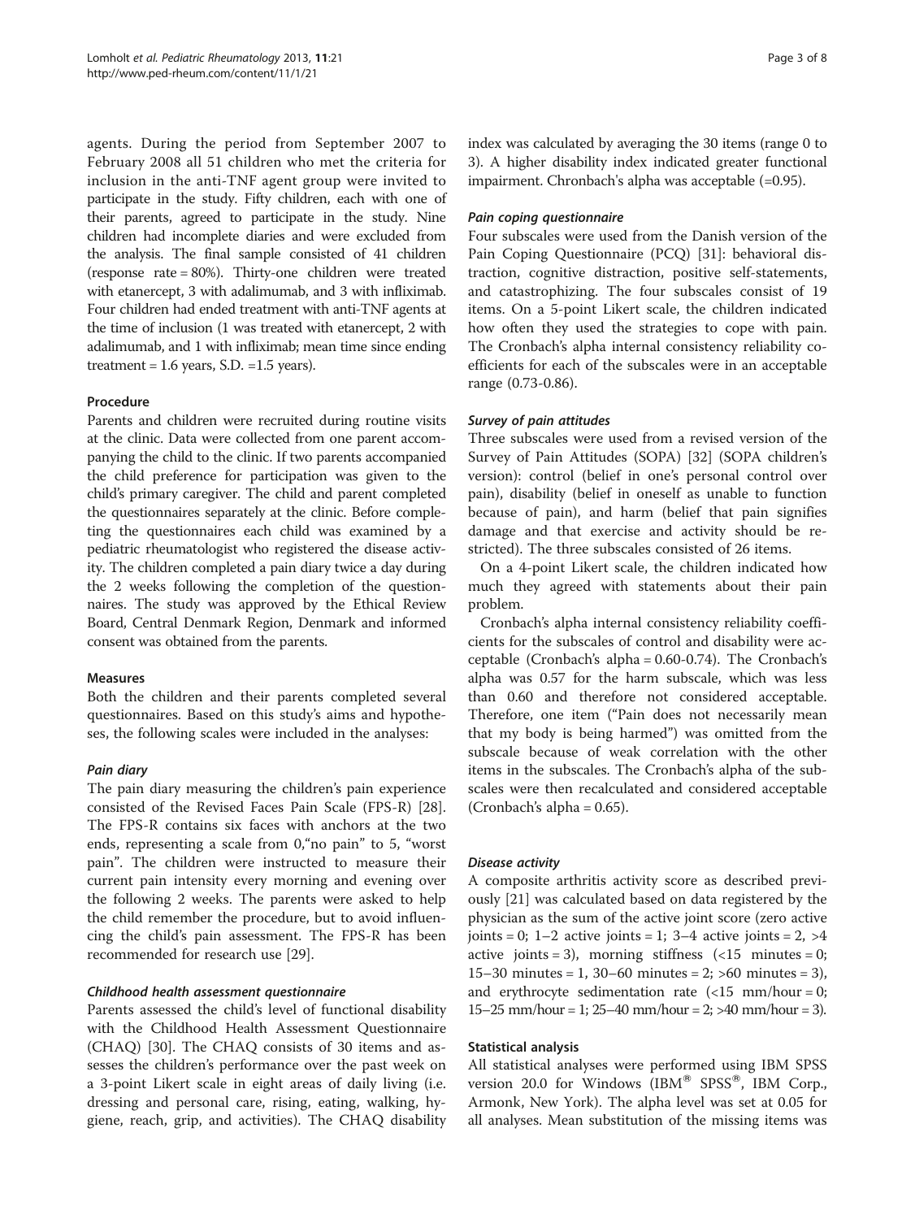agents. During the period from September 2007 to February 2008 all 51 children who met the criteria for inclusion in the anti-TNF agent group were invited to participate in the study. Fifty children, each with one of their parents, agreed to participate in the study. Nine children had incomplete diaries and were excluded from the analysis. The final sample consisted of 41 children (response rate = 80%). Thirty-one children were treated with etanercept, 3 with adalimumab, and 3 with infliximab. Four children had ended treatment with anti-TNF agents at the time of inclusion (1 was treated with etanercept, 2 with adalimumab, and 1 with infliximab; mean time since ending treatment = 1.6 years, S.D. =1.5 years).

### Procedure

Parents and children were recruited during routine visits at the clinic. Data were collected from one parent accompanying the child to the clinic. If two parents accompanied the child preference for participation was given to the child's primary caregiver. The child and parent completed the questionnaires separately at the clinic. Before completing the questionnaires each child was examined by a pediatric rheumatologist who registered the disease activity. The children completed a pain diary twice a day during the 2 weeks following the completion of the questionnaires. The study was approved by the Ethical Review Board, Central Denmark Region, Denmark and informed consent was obtained from the parents.

### Measures

Both the children and their parents completed several questionnaires. Based on this study's aims and hypotheses, the following scales were included in the analyses:

#### *Pain diary*

The pain diary measuring the children's pain experience consisted of the Revised Faces Pain Scale (FPS-R) [28]. The FPS-R contains six faces with anchors at the two ends, representing a scale from 0,"no pain" to 5, "worst pain". The children were instructed to measure their current pain intensity every morning and evening over the following 2 weeks. The parents were asked to help the child remember the procedure, but to avoid influencing the child's pain assessment. The FPS-R has been recommended for research use [29].

#### *Childhood health assessment questionnaire*

Parents assessed the child's level of functional disability with the Childhood Health Assessment Questionnaire (CHAQ) [30]. The CHAQ consists of 30 items and assesses the children's performance over the past week on a 3-point Likert scale in eight areas of daily living (i.e. dressing and personal care, rising, eating, walking, hygiene, reach, grip, and activities). The CHAQ disability index was calculated by averaging the 30 items (range 0 to 3). A higher disability index indicated greater functional impairment. Chronbach's alpha was acceptable (=0.95).

#### *Pain coping questionnaire*

Four subscales were used from the Danish version of the Pain Coping Questionnaire (PCQ) [31]: behavioral distraction, cognitive distraction, positive self-statements, and catastrophizing. The four subscales consist of 19 items. On a 5-point Likert scale, the children indicated how often they used the strategies to cope with pain. The Cronbach's alpha internal consistency reliability coefficients for each of the subscales were in an acceptable range (0.73-0.86).

#### *Survey of pain attitudes*

Three subscales were used from a revised version of the Survey of Pain Attitudes (SOPA) [32] (SOPA children's version): control (belief in one's personal control over pain), disability (belief in oneself as unable to function because of pain), and harm (belief that pain signifies damage and that exercise and activity should be restricted). The three subscales consisted of 26 items.

On a 4-point Likert scale, the children indicated how much they agreed with statements about their pain problem.

Cronbach's alpha internal consistency reliability coefficients for the subscales of control and disability were acceptable (Cronbach's alpha = 0.60-0.74). The Cronbach's alpha was 0.57 for the harm subscale, which was less than 0.60 and therefore not considered acceptable. Therefore, one item ("Pain does not necessarily mean that my body is being harmed") was omitted from the subscale because of weak correlation with the other items in the subscales. The Cronbach's alpha of the subscales were then recalculated and considered acceptable (Cronbach's alpha = 0.65).

#### *Disease activity*

A composite arthritis activity score as described previously [21] was calculated based on data registered by the physician as the sum of the active joint score (zero active joints = 0; 1–2 active joints = 1; 3–4 active joints = 2, >4 active joints = 3), morning stiffness (<15 minutes = 0; 15–30 minutes = 1, 30–60 minutes = 2; >60 minutes = 3), and erythrocyte sedimentation rate (<15 mm/hour = 0; 15–25 mm/hour = 1; 25–40 mm/hour = 2; >40 mm/hour = 3).

### Statistical analysis

All statistical analyses were performed using IBM SPSS version 20.0 for Windows (IBM® SPSS®, IBM Corp., Armonk, New York). The alpha level was set at 0.05 for all analyses. Mean substitution of the missing items was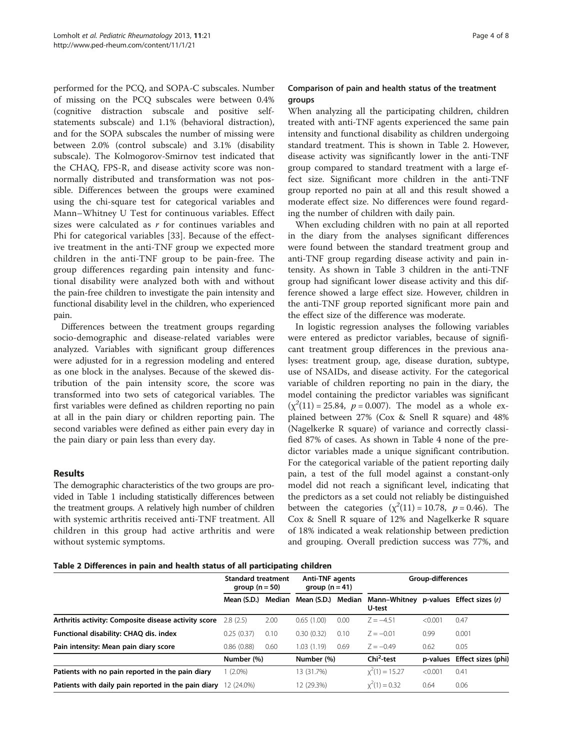performed for the PCQ, and SOPA-C subscales. Number of missing on the PCQ subscales were between 0.4% (cognitive distraction subscale and positive self-statements subscale) and 1.1% (behavioral distraction), and for the SOPA subscales the number of missing were between 2.0% (control subscale) and 3.1% (disability subscale). The Kolmogorov-Smirnov test indicated that the CHAQ, FPS-R, and disease activity score was non-normally distributed and transformation was not possible. Differences between the groups were examined using the chi-square test for categorical variables and Mann–Whitney U Test for continuous variables. Effect sizes were calculated as *r* for continues variables and Phi for categorical variables [33]. Because of the effective treatment in the anti-TNF group we expected more children in the anti-TNF group to be pain-free. The group differences regarding pain intensity and functional disability were analyzed both with and without the pain-free children to investigate the pain intensity and functional disability level in the children, who experienced pain.

Differences between the treatment groups regarding socio-demographic and disease-related variables were analyzed. Variables with significant group differences were adjusted for in a regression modeling and entered as one block in the analyses. Because of the skewed distribution of the pain intensity score, the score was transformed into two sets of categorical variables. The first variables were defined as children reporting no pain at all in the pain diary or children reporting pain. The second variables were defined as either pain every day in the pain diary or pain less than every day.

## Results

The demographic characteristics of the two groups are provided in Table 1 including statistically differences between the treatment groups. A relatively high number of children with systemic arthritis received anti-TNF treatment. All children in this group had active arthritis and were without systemic symptoms.

### Comparison of pain and health status of the treatment groups

When analyzing all the participating children, children treated with anti-TNF agents experienced the same pain intensity and functional disability as children undergoing standard treatment. This is shown in Table 2. However, disease activity was significantly lower in the anti-TNF group compared to standard treatment with a large effect size. Significant more children in the anti-TNF group reported no pain at all and this result showed a moderate effect size. No differences were found regarding the number of children with daily pain.

When excluding children with no pain at all reported in the diary from the analyses significant differences were found between the standard treatment group and anti-TNF group regarding disease activity and pain intensity. As shown in Table 3 children in the anti-TNF group had significant lower disease activity and this difference showed a large effect size. However, children in the anti-TNF group reported significant more pain and the effect size of the difference was moderate.

In logistic regression analyses the following variables were entered as predictor variables, because of significant treatment group differences in the previous analyses: treatment group, age, disease duration, subtype, use of NSAIDs, and disease activity. For the categorical variable of children reporting no pain in the diary, the model containing the predictor variables was significant ($\chi^2(11) = 25.84$, $p = 0.007$). The model as a whole explained between 27% (Cox & Snell R square) and 48% (Nagelkerke R square) of variance and correctly classified 87% of cases. As shown in Table 4 none of the predictor variables made a unique significant contribution. For the categorical variable of the patient reporting daily pain, a test of the full model against a constant-only model did not reach a significant level, indicating that the predictors as a set could not reliably be distinguished between the categories ($\chi^2(11) = 10.78$, $p = 0.46$). The Cox & Snell R square of 12% and Nagelkerke R square of 18% indicated a weak relationship between prediction and grouping. Overall prediction success was 77%, and

**Table 2 Differences in pain and health status of all participating children**

| | Standard treatment group (n = 50) | | Anti-TNF agents group (n = 41) | | Group-differences | | |
|---|---|---|---|---|---|---|---|
| | Mean (S.D.) | Median | Mean (S.D.) | Median | Mann–Whitney U-test | p-values | Effect sizes (*r*) |
| **Arthritis activity: Composite disease activity score** | 2.8 (2.5) | 2.00 | 0.65 (1.00) | 0.00 | Z = −4.51 | <0.001 | 0.47 |
| **Functional disability: CHAQ dis. index** | 0.25 (0.37) | 0.10 | 0.30 (0.32) | 0.10 | Z = −0.01 | 0.99 | 0.001 |
| **Pain intensity: Mean pain diary score** | 0.86 (0.88) | 0.60 | 1.03 (1.19) | 0.69 | Z = −0.49 | 0.62 | 0.05 |
| | Number (%) | | Number (%) | | Chi$^2$-test | p-values | Effect sizes (phi) |
| **Patients with no pain reported in the pain diary** | 1 (2.0%) | | 13 (31.7%) | | $\chi^2(1) = 15.27$ | <0.001 | 0.41 |
| **Patients with daily pain reported in the pain diary** | 12 (24.0%) | | 12 (29.3%) | | $\chi^2(1) = 0.32$ | 0.64 | 0.06 |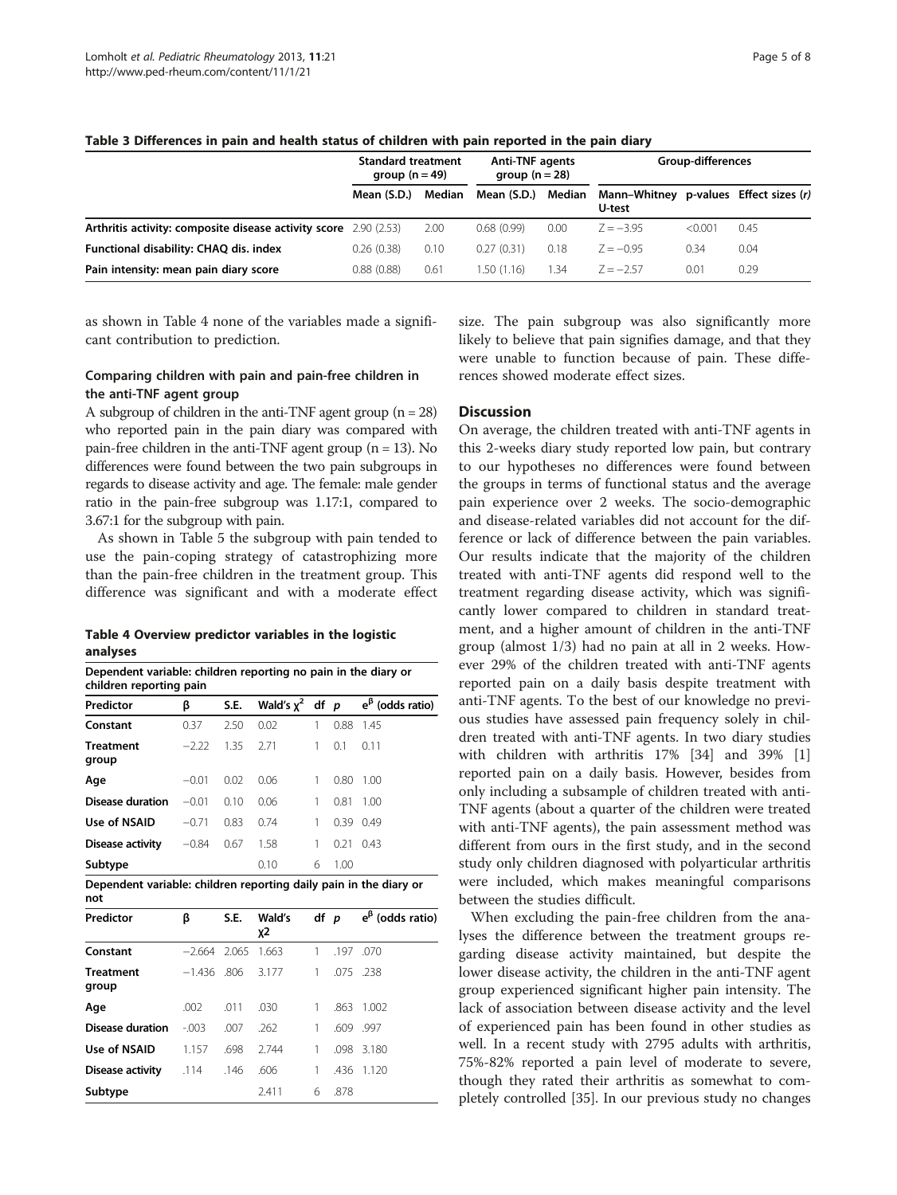**Table 3 Differences in pain and health status of children with pain reported in the pain diary**

| | Standard treatment group (n = 49) | | Anti-TNF agents group (n = 28) | | Group-differences | | |
|---|---|---|---|---|---|---|---|
| | Mean (S.D.) | Median | Mean (S.D.) | Median | Mann–Whitney U-test | p-values | Effect sizes (r) |
| **Arthritis activity: composite disease activity score** | 2.90 (2.53) | 2.00 | 0.68 (0.99) | 0.00 | Z = −3.95 | <0.001 | 0.45 |
| **Functional disability: CHAQ dis. index** | 0.26 (0.38) | 0.10 | 0.27 (0.31) | 0.18 | Z = −0.95 | 0.34 | 0.04 |
| **Pain intensity: mean pain diary score** | 0.88 (0.88) | 0.61 | 1.50 (1.16) | 1.34 | Z = −2.57 | 0.01 | 0.29 |

as shown in Table 4 none of the variables made a significant contribution to prediction.

### Comparing children with pain and pain-free children in the anti-TNF agent group

A subgroup of children in the anti-TNF agent group (n = 28) who reported pain in the pain diary was compared with pain-free children in the anti-TNF agent group (n = 13). No differences were found between the two pain subgroups in regards to disease activity and age. The female: male gender ratio in the pain-free subgroup was 1.17:1, compared to 3.67:1 for the subgroup with pain.

As shown in Table 5 the subgroup with pain tended to use the pain-coping strategy of catastrophizing more than the pain-free children in the treatment group. This difference was significant and with a moderate effect size. The pain subgroup was also significantly more likely to believe that pain signifies damage, and that they were unable to function because of pain. These differences showed moderate effect sizes.

**Table 4 Overview predictor variables in the logistic analyses**

| Dependent variable: children reporting no pain in the diary or children reporting pain | | | | | | |
|---|---|---|---|---|---|---|
| **Predictor** | **β** | **S.E.** | **Wald's $\chi^2$** | **df** | **p** | **$e^{\beta}$ (odds ratio)** |
| **Constant** | 0.37 | 2.50 | 0.02 | 1 | 0.88 | 1.45 |
| **Treatment group** | −2.22 | 1.35 | 2.71 | 1 | 0.1 | 0.11 |
| **Age** | −0.01 | 0.02 | 0.06 | 1 | 0.80 | 1.00 |
| **Disease duration** | −0.01 | 0.10 | 0.06 | 1 | 0.81 | 1.00 |
| **Use of NSAID** | −0.71 | 0.83 | 0.74 | 1 | 0.39 | 0.49 |
| **Disease activity** | −0.84 | 0.67 | 1.58 | 1 | 0.21 | 0.43 |
| **Subtype** | | | 0.10 | 6 | 1.00 | |
| **Dependent variable: children reporting daily pain in the diary or not** | | | | | | |
| **Predictor** | **β** | **S.E.** | **Wald's $\chi^2$** | **df** | **p** | **$e^{\beta}$ (odds ratio)** |
| **Constant** | −2.664 | 2.065 | 1.663 | 1 | .197 | .070 |
| **Treatment group** | −1.436 | .806 | 3.177 | 1 | .075 | .238 |
| **Age** | .002 | .011 | .030 | 1 | .863 | 1.002 |
| **Disease duration** | -.003 | .007 | .262 | 1 | .609 | .997 |
| **Use of NSAID** | 1.157 | .698 | 2.744 | 1 | .098 | 3.180 |
| **Disease activity** | .114 | .146 | .606 | 1 | .436 | 1.120 |
| **Subtype** | | | 2.411 | 6 | .878 | |

## Discussion

On average, the children treated with anti-TNF agents in this 2-weeks diary study reported low pain, but contrary to our hypotheses no differences were found between the groups in terms of functional status and the average pain experience over 2 weeks. The socio-demographic and disease-related variables did not account for the difference or lack of difference between the pain variables. Our results indicate that the majority of the children treated with anti-TNF agents did respond well to the treatment regarding disease activity, which was significantly lower compared to children in standard treatment, and a higher amount of children in the anti-TNF group (almost 1/3) had no pain at all in 2 weeks. However 29% of the children treated with anti-TNF agents reported pain on a daily basis despite treatment with anti-TNF agents. To the best of our knowledge no previous studies have assessed pain frequency solely in children treated with anti-TNF agents. In two diary studies with children with arthritis 17% [34] and 39% [1] reported pain on a daily basis. However, besides from only including a subsample of children treated with anti-TNF agents (about a quarter of the children were treated with anti-TNF agents), the pain assessment method was different from ours in the first study, and in the second study only children diagnosed with polyarticular arthritis were included, which makes meaningful comparisons between the studies difficult.

When excluding the pain-free children from the analyses the difference between the treatment groups regarding disease activity maintained, but despite the lower disease activity, the children in the anti-TNF agent group experienced significant higher pain intensity. The lack of association between disease activity and the level of experienced pain has been found in other studies as well. In a recent study with 2795 adults with arthritis, 75%-82% reported a pain level of moderate to severe, though they rated their arthritis as somewhat to completely controlled [35]. In our previous study no changes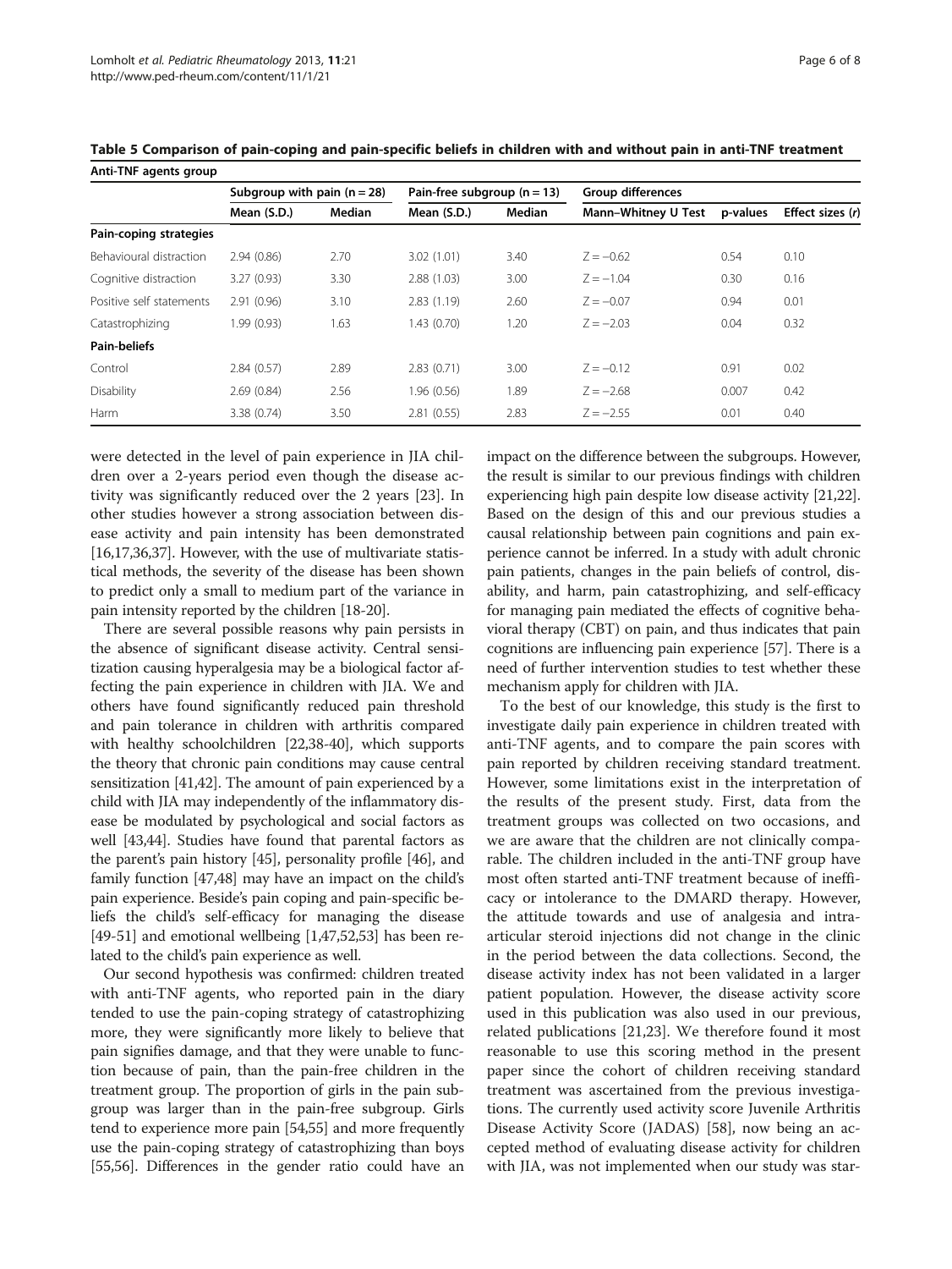**Table 5 Comparison of pain-coping and pain-specific beliefs in children with and without pain in anti-TNF treatment**

| Anti-TNF agents group | Subgroup with pain (n = 28) | | Pain-free subgroup (n = 13) | | Group differences | | |
|---|---|---|---|---|---|---|---|
| | Mean (S.D.) | Median | Mean (S.D.) | Median | Mann–Whitney U Test | p-values | Effect sizes (r) |
| **Pain-coping strategies** | | | | | | | |
| Behavioural distraction | 2.94 (0.86) | 2.70 | 3.02 (1.01) | 3.40 | Z = −0.62 | 0.54 | 0.10 |
| Cognitive distraction | 3.27 (0.93) | 3.30 | 2.88 (1.03) | 3.00 | Z = −1.04 | 0.30 | 0.16 |
| Positive self statements | 2.91 (0.96) | 3.10 | 2.83 (1.19) | 2.60 | Z = −0.07 | 0.94 | 0.01 |
| Catastrophizing | 1.99 (0.93) | 1.63 | 1.43 (0.70) | 1.20 | Z = −2.03 | 0.04 | 0.32 |
| **Pain-beliefs** | | | | | | | |
| Control | 2.84 (0.57) | 2.89 | 2.83 (0.71) | 3.00 | Z = −0.12 | 0.91 | 0.02 |
| Disability | 2.69 (0.84) | 2.56 | 1.96 (0.56) | 1.89 | Z = −2.68 | 0.007 | 0.42 |
| Harm | 3.38 (0.74) | 3.50 | 2.81 (0.55) | 2.83 | Z = −2.55 | 0.01 | 0.40 |

were detected in the level of pain experience in JIA children over a 2-years period even though the disease activity was significantly reduced over the 2 years [23]. In other studies however a strong association between disease activity and pain intensity has been demonstrated [16,17,36,37]. However, with the use of multivariate statistical methods, the severity of the disease has been shown to predict only a small to medium part of the variance in pain intensity reported by the children [18-20].

There are several possible reasons why pain persists in the absence of significant disease activity. Central sensitization causing hyperalgesia may be a biological factor affecting the pain experience in children with JIA. We and others have found significantly reduced pain threshold and pain tolerance in children with arthritis compared with healthy schoolchildren [22,38-40], which supports the theory that chronic pain conditions may cause central sensitization [41,42]. The amount of pain experienced by a child with JIA may independently of the inflammatory disease be modulated by psychological and social factors as well [43,44]. Studies have found that parental factors as the parent's pain history [45], personality profile [46], and family function [47,48] may have an impact on the child's pain experience. Beside's pain coping and pain-specific beliefs the child's self-efficacy for managing the disease [49-51] and emotional wellbeing [1,47,52,53] has been related to the child's pain experience as well.

Our second hypothesis was confirmed: children treated with anti-TNF agents, who reported pain in the diary tended to use the pain-coping strategy of catastrophizing more, they were significantly more likely to believe that pain signifies damage, and that they were unable to function because of pain, than the pain-free children in the treatment group. The proportion of girls in the pain subgroup was larger than in the pain-free subgroup. Girls tend to experience more pain [54,55] and more frequently use the pain-coping strategy of catastrophizing than boys [55,56]. Differences in the gender ratio could have an impact on the difference between the subgroups. However, the result is similar to our previous findings with children experiencing high pain despite low disease activity [21,22]. Based on the design of this and our previous studies a causal relationship between pain cognitions and pain experience cannot be inferred. In a study with adult chronic pain patients, changes in the pain beliefs of control, disability, and harm, pain catastrophizing, and self-efficacy for managing pain mediated the effects of cognitive behavioral therapy (CBT) on pain, and thus indicates that pain cognitions are influencing pain experience [57]. There is a need of further intervention studies to test whether these mechanism apply for children with JIA.

To the best of our knowledge, this study is the first to investigate daily pain experience in children treated with anti-TNF agents, and to compare the pain scores with pain reported by children receiving standard treatment. However, some limitations exist in the interpretation of the results of the present study. First, data from the treatment groups was collected on two occasions, and we are aware that the children are not clinically comparable. The children included in the anti-TNF group have most often started anti-TNF treatment because of inefficacy or intolerance to the DMARD therapy. However, the attitude towards and use of analgesia and intra-articular steroid injections did not change in the clinic in the period between the data collections. Second, the disease activity index has not been validated in a larger patient population. However, the disease activity score used in this publication was also used in our previous, related publications [21,23]. We therefore found it most reasonable to use this scoring method in the present paper since the cohort of children receiving standard treatment was ascertained from the previous investigations. The currently used activity score Juvenile Arthritis Disease Activity Score (JADAS) [58], now being an accepted method of evaluating disease activity for children with JIA, was not implemented when our study was star-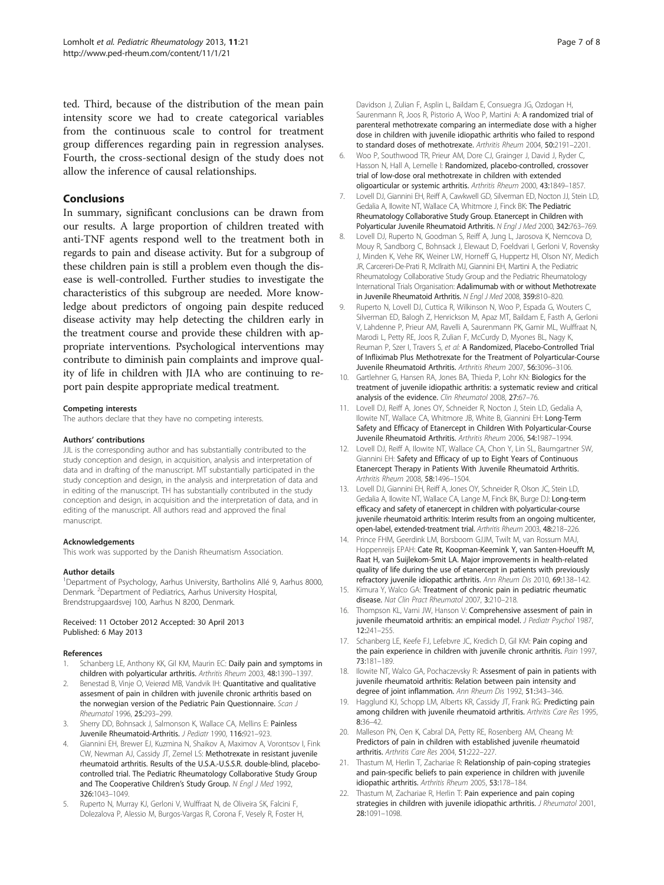ted. Third, because of the distribution of the mean pain intensity score we had to create categorical variables from the continuous scale to control for treatment group differences regarding pain in regression analyses. Fourth, the cross-sectional design of the study does not allow the inference of causal relationships.

## Conclusions

In summary, significant conclusions can be drawn from our results. A large proportion of children treated with anti-TNF agents respond well to the treatment both in regards to pain and disease activity. But for a subgroup of these children pain is still a problem even though the disease is well-controlled. Further studies to investigate the characteristics of this subgroup are needed. More knowledge about predictors of ongoing pain despite reduced disease activity may help detecting the children early in the treatment course and provide these children with appropriate interventions. Psychological interventions may contribute to diminish pain complaints and improve quality of life in children with JIA who are continuing to report pain despite appropriate medical treatment.

#### Competing interests

The authors declare that they have no competing interests.

#### Authors' contributions

JJL is the corresponding author and has substantially contributed to the study conception and design, in acquisition, analysis and interpretation of data and in drafting of the manuscript. MT substantially participated in the study conception and design, in the analysis and interpretation of data and in editing of the manuscript. TH has substantially contributed in the study conception and design, in acquisition and the interpretation of data, and in editing of the manuscript. All authors read and approved the final manuscript.

#### Acknowledgements

This work was supported by the Danish Rheumatism Association.

#### Author details

[1]Department of Psychology, Aarhus University, Bartholins Allé 9, Aarhus 8000, Denmark. [2]Department of Pediatrics, Aarhus University Hospital, Brendstrupgaardsvej 100, Aarhus N 8200, Denmark.

Received: 11 October 2012 Accepted: 30 April 2013
Published: 6 May 2013

#### References

1. Schanberg LE, Anthony KK, Gil KM, Maurin EC: **Daily pain and symptoms in children with polyarticular arthritis.** *Arthritis Rheum* 2003, **48:**1390–1397.
2. Benestad B, Vinje O, Veierød MB, Vandvik IH: **Quantitative and qualitative assesment of pain in children with juvenile chronic arthritis based on the norwegian version of the Pediatric Pain Questionnaire.** *Scan J Rheumatol* 1996, **25:**293–299.
3. Sherry DD, Bohnsack J, Salmonson K, Wallace CA, Mellins E: **Painless Juvenile Rheumatoid-Arthritis.** *J Pediatr* 1990, **116:**921–923.
4. Giannini EH, Brewer EJ, Kuzmina N, Shaikov A, Maximov A, Vorontsov I, Fink CW, Newman AJ, Cassidy JT, Zemel LS: **Methotrexate in resistant juvenile rheumatoid arthritis. Results of the U.S.A.-U.S.S.R. double-blind, placebo-controlled trial. The Pediatric Rheumatology Collaborative Study Group and The Cooperative Children's Study Group.** *N Engl J Med* 1992, **326:**1043–1049.
5. Ruperto N, Murray KJ, Gerloni V, Wulffraat N, de Oliveira SK, Falcini F, Dolezalova P, Alessio M, Burgos-Vargas R, Corona F, Vesely R, Foster H, Davidson J, Zulian F, Asplin L, Baildam E, Consuegra JG, Ozdogan H, Saurenmann R, Joos R, Pistorio A, Woo P, Martini A: **A randomized trial of parenteral methotrexate comparing an intermediate dose with a higher dose in children with juvenile idiopathic arthritis who failed to respond to standard doses of methotrexate.** *Arthritis Rheum* 2004, **50:**2191–2201.
6. Woo P, Southwood TR, Prieur AM, Dore CJ, Grainger J, David J, Ryder C, Hasson N, Hall A, Lemelle I: **Randomized, placebo-controlled, crossover trial of low-dose oral methotrexate in children with extended oligoarticular or systemic arthritis.** *Arthritis Rheum* 2000, **43:**1849–1857.
7. Lovell DJ, Giannini EH, Reiff A, Cawkwell GD, Silverman ED, Nocton JJ, Stein LD, Gedalia A, Ilowite NT, Wallace CA, Whitmore J, Finck BK: **The Pediatric Rheumatology Collaborative Study Group. Etanercept in Children with Polyarticular Juvenile Rheumatoid Arthritis.** *N Engl J Med* 2000, **342:**763–769.
8. Lovell DJ, Ruperto N, Goodman S, Reiff A, Jung L, Jarosova K, Nemcova D, Mouy R, Sandborg C, Bohnsack J, Elewaut D, Foeldvari I, Gerloni V, Rovensky J, Minden K, Vehe RK, Weiner LW, Horneff G, Huppertz HI, Olson NY, Medich JR, Carcereri-De-Prati R, McIlraith MJ, Giannini EH, Martini A, the Pediatric Rheumatology Collaborative Study Group and the Pediatric Rheumatology International Trials Organisation: **Adalimumab with or without Methotrexate in Juvenile Rheumatoid Arthritis.** *N Engl J Med* 2008, **359:**810–820.
9. Ruperto N, Lovell DJ, Cuttica R, Wilkinson N, Woo P, Espada G, Wouters C, Silverman ED, Balogh Z, Henrickson M, Apaz MT, Baildam E, Fasth A, Gerloni V, Lahdenne P, Prieur AM, Ravelli A, Saurenmann PK, Gamir ML, Wulffraat N, Marodi L, Petty RE, Joos R, Zulian F, McCurdy D, Myones BL, Nagy K, Reuman P, Szer I, Travers S, *et al*: **A Randomized, Placebo-Controlled Trial of Infliximab Plus Methotrexate for the Treatment of Polyarticular-Course Juvenile Rheumatoid Arthritis.** *Arthritis Rheum* 2007, **56:**3096–3106.
10. Gartlehner G, Hansen RA, Jones BA, Thieda P, Lohr KN: **Biologics for the treatment of juvenile idiopathic arthritis: a systematic review and critical analysis of the evidence.** *Clin Rheumatol* 2008, **27:**67–76.
11. Lovell DJ, Reiff A, Jones OY, Schneider R, Nocton J, Stein LD, Gedalia A, Ilowite NT, Wallace CA, Whitmore JB, White B, Giannini EH: **Long-Term Safety and Efficacy of Etanercept in Children With Polyarticular-Course Juvenile Rheumatoid Arthritis.** *Arthritis Rheum* 2006, **54:**1987–1994.
12. Lovell DJ, Reiff A, Ilowite NT, Wallace CA, Chon Y, Lin SL, Baumgartner SW, Giannini EH: **Safety and Efficacy of up to Eight Years of Continuous Etanercept Therapy in Patients With Juvenile Rheumatoid Arthritis.** *Arthritis Rheum* 2008, **58:**1496–1504.
13. Lovell DJ, Giannini EH, Reiff A, Jones OY, Schneider R, Olson JC, Stein LD, Gedalia A, Ilowite NT, Wallace CA, Lange M, Finck BK, Burge DJ: **Long-term efficacy and safety of etanercept in children with polyarticular-course juvenile rheumatoid arthritis: Interim results from an ongoing multicenter, open-label, extended-treatment trial.** *Arthritis Rheum* 2003, **48:**218–226.
14. Prince FHM, Geerdink LM, Borsboom GJJM, Twilt M, van Rossum MAJ, Hoppenreijs EPAH: **Cate Rt, Koopman-Keemink Y, van Santen-Hoeufft M, Raat H, van Suijlekom-Smit LA. Major improvements in health-related quality of life during the use of etanercept in patients with previously refractory juvenile idiopathic arthritis.** *Ann Rheum Dis* 2010, **69:**138–142.
15. Kimura Y, Walco GA: **Treatment of chronic pain in pediatric rheumatic disease.** *Nat Clin Pract Rheumatol* 2007, **3:**210–218.
16. Thompson KL, Varni JW, Hanson V: **Comprehensive assesment of pain in juvenile rheumatoid arthritis: an empirical model.** *J Pediatr Psychol* 1987, **12:**241–255.
17. Schanberg LE, Keefe FJ, Lefebvre JC, Kredich D, Gil KM: **Pain coping and the pain experience in children with juvenile chronic arthritis.** *Pain* 1997, **73:**181–189.
18. Ilowite NT, Walco GA, Pochaczevsky R: **Assesment of pain in patients with juvenile rheumatoid arthritis: Relation between pain intensity and degree of joint inflammation.** *Ann Rheum Dis* 1992, **51:**343–346.
19. Hagglund KJ, Schopp LM, Alberts KR, Cassidy JT, Frank RG: **Predicting pain among children with juvenile rheumatoid arthritis.** *Arthritis Care Res* 1995, **8:**36–42.
20. Malleson PN, Oen K, Cabral DA, Petty RE, Rosenberg AM, Cheang M: **Predictors of pain in children with established juvenile rheumatoid arthritis.** *Arthritis Care Res* 2004, **51:**222–227.
21. Thastum M, Herlin T, Zachariae R: **Relationship of pain-coping strategies and pain-specific beliefs to pain experience in children with juvenile idiopathic arthritis.** *Arthritis Rheum* 2005, **53:**178–184.
22. Thastum M, Zachariae R, Herlin T: **Pain experience and pain coping strategies in children with juvenile idiopathic arthritis.** *J Rheumatol* 2001, **28:**1091–1098.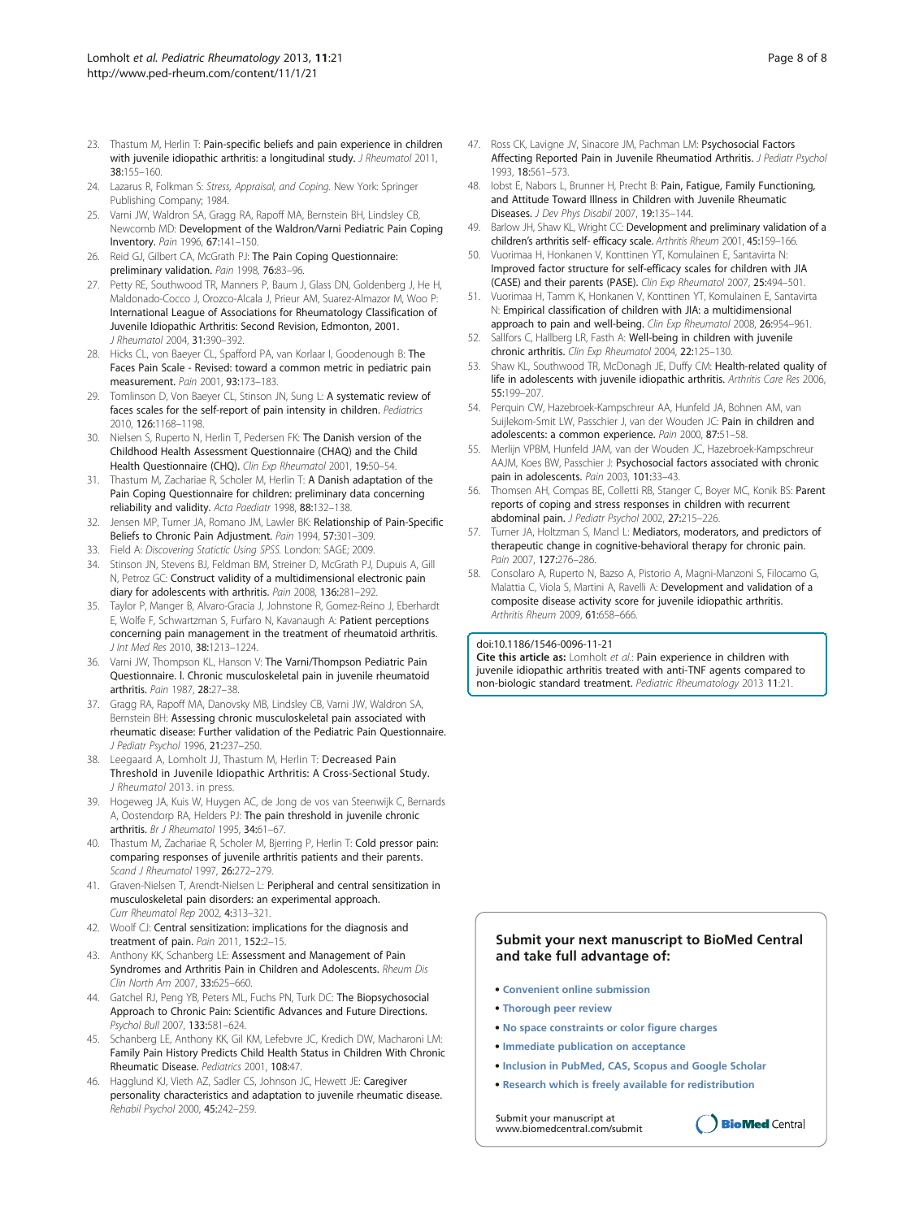23. Thastum M, Herlin T: **Pain-specific beliefs and pain experience in children with juvenile idiopathic arthritis: a longitudinal study.** *J Rheumatol* 2011, **38:**155–160.
24. Lazarus R, Folkman S: *Stress, Appraisal, and Coping.* New York: Springer Publishing Company; 1984.
25. Varni JW, Waldron SA, Gragg RA, Rapoff MA, Bernstein BH, Lindsley CB, Newcomb MD: **Development of the Waldron/Varni Pediatric Pain Coping Inventory.** *Pain* 1996, **67:**141–150.
26. Reid GJ, Gilbert CA, McGrath PJ: **The Pain Coping Questionnaire: preliminary validation.** *Pain* 1998, **76:**83–96.
27. Petty RE, Southwood TR, Manners P, Baum J, Glass DN, Goldenberg J, He H, Maldonado-Cocco J, Orozco-Alcala J, Prieur AM, Suarez-Almazor M, Woo P: **International League of Associations for Rheumatology Classification of Juvenile Idiopathic Arthritis: Second Revision, Edmonton, 2001.** *J Rheumatol* 2004, **31:**390–392.
28. Hicks CL, von Baeyer CL, Spafford PA, van Korlaar I, Goodenough B: **The Faces Pain Scale - Revised: toward a common metric in pediatric pain measurement.** *Pain* 2001, **93:**173–183.
29. Tomlinson D, Von Baeyer CL, Stinson JN, Sung L: **A systematic review of faces scales for the self-report of pain intensity in children.** *Pediatrics* 2010, **126:**1168–1198.
30. Nielsen S, Ruperto N, Herlin T, Pedersen FK: **The Danish version of the Childhood Health Assessment Questionnaire (CHAQ) and the Child Health Questionnaire (CHQ).** *Clin Exp Rheumatol* 2001, **19:**50–54.
31. Thastum M, Zachariae R, Scholer M, Herlin T: **A Danish adaptation of the Pain Coping Questionnaire for children: preliminary data concerning reliability and validity.** *Acta Paediatr* 1998, **88:**132–138.
32. Jensen MP, Turner JA, Romano JM, Lawler BK: **Relationship of Pain-Specific Beliefs to Chronic Pain Adjustment.** *Pain* 1994, **57:**301–309.
33. Field A: *Discovering Statictic Using SPSS.* London: SAGE; 2009.
34. Stinson JN, Stevens BJ, Feldman BM, Streiner D, McGrath PJ, Dupuis A, Gill N, Petroz GC: **Construct validity of a multidimensional electronic pain diary for adolescents with arthritis.** *Pain* 2008, **136:**281–292.
35. Taylor P, Manger B, Alvaro-Gracia J, Johnstone R, Gomez-Reino J, Eberhardt E, Wolfe F, Schwartzman S, Furfaro N, Kavanaugh A: **Patient perceptions concerning pain management in the treatment of rheumatoid arthritis.** *J Int Med Res* 2010, **38:**1213–1224.
36. Varni JW, Thompson KL, Hanson V: **The Varni/Thompson Pediatric Pain Questionnaire. I. Chronic musculoskeletal pain in juvenile rheumatoid arthritis.** *Pain* 1987, **28:**27–38.
37. Gragg RA, Rapoff MA, Danovsky MB, Lindsley CB, Varni JW, Waldron SA, Bernstein BH: **Assessing chronic musculoskeletal pain associated with rheumatic disease: Further validation of the Pediatric Pain Questionnaire.** *J Pediatr Psychol* 1996, **21:**237–250.
38. Leegaard A, Lomholt JJ, Thastum M, Herlin T: **Decreased Pain Threshold in Juvenile Idiopathic Arthritis: A Cross-Sectional Study.** *J Rheumatol* 2013. in press.
39. Hogeweg JA, Kuis W, Huygen AC, de Jong de vos van Steenwijk C, Bernards A, Oostendorp RA, Helders PJ: **The pain threshold in juvenile chronic arthritis.** *Br J Rheumatol* 1995, **34:**61–67.
40. Thastum M, Zachariae R, Scholer M, Bjerring P, Herlin T: **Cold pressor pain: comparing responses of juvenile arthritis patients and their parents.** *Scand J Rheumatol* 1997, **26:**272–279.
41. Graven-Nielsen T, Arendt-Nielsen L: **Peripheral and central sensitization in musculoskeletal pain disorders: an experimental approach.** *Curr Rheumatol Rep* 2002, **4:**313–321.
42. Woolf CJ: **Central sensitization: implications for the diagnosis and treatment of pain.** *Pain* 2011, **152:**2–15.
43. Anthony KK, Schanberg LE: **Assessment and Management of Pain Syndromes and Arthritis Pain in Children and Adolescents.** *Rheum Dis Clin North Am* 2007, **33:**625–660.
44. Gatchel RJ, Peng YB, Peters ML, Fuchs PN, Turk DC: **The Biopsychosocial Approach to Chronic Pain: Scientific Advances and Future Directions.** *Psychol Bull* 2007, **133:**581–624.
45. Schanberg LE, Anthony KK, Gil KM, Lefebvre JC, Kredich DW, Macharoni LM: **Family Pain History Predicts Child Health Status in Children With Chronic Rheumatic Disease.** *Pediatrics* 2001, **108:**47.
46. Hagglund KJ, Vieth AZ, Sadler CS, Johnson JC, Hewett JE: **Caregiver personality characteristics and adaptation to juvenile rheumatic disease.** *Rehabil Psychol* 2000, **45:**242–259.
47. Ross CK, Lavigne JV, Sinacore JM, Pachman LM: **Psychosocial Factors Affecting Reported Pain in Juvenile Rheumatiod Arthritis.** *J Pediatr Psychol* 1993, **18:**561–573.
48. Iobst E, Nabors L, Brunner H, Precht B: **Pain, Fatigue, Family Functioning, and Attitude Toward Illness in Children with Juvenile Rheumatic Diseases.** *J Dev Phys Disabil* 2007, **19:**135–144.
49. Barlow JH, Shaw KL, Wright CC: **Development and preliminary validation of a children's arthritis self- efficacy scale.** *Arthritis Rheum* 2001, **45:**159–166.
50. Vuorimaa H, Honkanen V, Konttinen YT, Komulainen E, Santavirta N: **Improved factor structure for self-efficacy scales for children with JIA (CASE) and their parents (PASE).** *Clin Exp Rheumatol* 2007, **25:**494–501.
51. Vuorimaa H, Tamm K, Honkanen V, Konttinen YT, Komulainen E, Santavirta N: **Empirical classification of children with JIA: a multidimensional approach to pain and well-being.** *Clin Exp Rheumatol* 2008, **26:**954–961.
52. Sallfors C, Hallberg LR, Fasth A: **Well-being in children with juvenile chronic arthritis.** *Clin Exp Rheumatol* 2004, **22:**125–130.
53. Shaw KL, Southwood TR, McDonagh JE, Duffy CM: **Health-related quality of life in adolescents with juvenile idiopathic arthritis.** *Arthritis Care Res* 2006, **55:**199–207.
54. Perquin CW, Hazebroek-Kampschreur AA, Hunfeld JA, Bohnen AM, van Suijlekom-Smit LW, Passchier J, van der Wouden JC: **Pain in children and adolescents: a common experience.** *Pain* 2000, **87:**51–58.
55. Merlijn VPBM, Hunfeld JAM, van der Wouden JC, Hazebroek-Kampschreur AAJM, Koes BW, Passchier J: **Psychosocial factors associated with chronic pain in adolescents.** *Pain* 2003, **101:**33–43.
56. Thomsen AH, Compas BE, Colletti RB, Stanger C, Boyer MC, Konik BS: **Parent reports of coping and stress responses in children with recurrent abdominal pain.** *J Pediatr Psychol* 2002, **27:**215–226.
57. Turner JA, Holtzman S, Mancl L: **Mediators, moderators, and predictors of therapeutic change in cognitive-behavioral therapy for chronic pain.** *Pain* 2007, **127:**276–286.
58. Consolaro A, Ruperto N, Bazso A, Pistorio A, Magni-Manzoni S, Filocamo G, Malattia C, Viola S, Martini A, Ravelli A: **Development and validation of a composite disease activity score for juvenile idiopathic arthritis.** *Arthritis Rheum* 2009, **61:**658–666.

doi:10.1186/1546-0096-11-21

**Cite this article as:** Lomholt *et al.*: Pain experience in children with juvenile idiopathic arthritis treated with anti-TNF agents compared to non-biologic standard treatment. *Pediatric Rheumatology* 2013 **11**:21.

**Submit your next manuscript to BioMed Central and take full advantage of:**

- **Convenient online submission**
- **Thorough peer review**
- **No space constraints or color figure charges**
- **Immediate publication on acceptance**
- **Inclusion in PubMed, CAS, Scopus and Google Scholar**
- **Research which is freely available for redistribution**

Submit your manuscript at www.biomedcentral.com/submit

BioMed Central